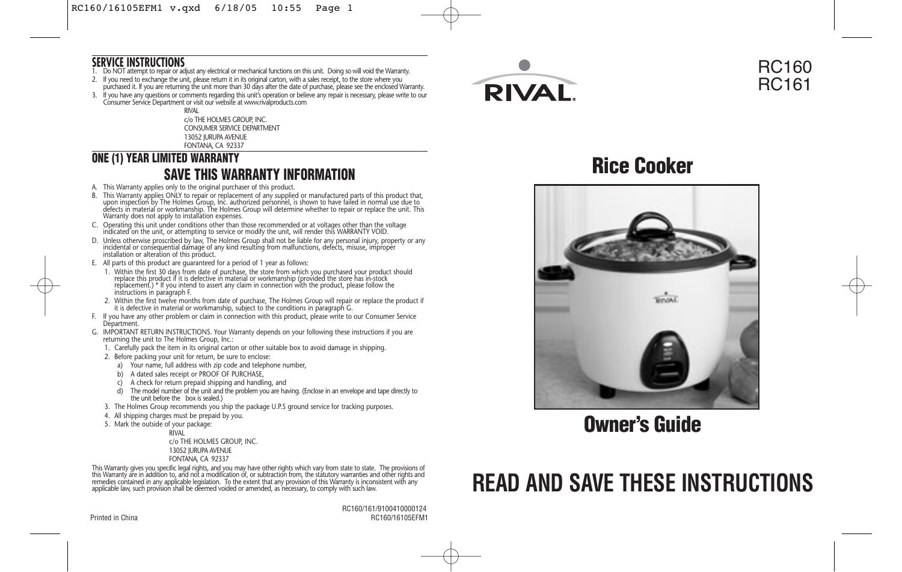## SERVICE INSTRUCTIONS

1. Do NOT attempt to repair or adjust any electrical or mechanical functions on this unit. Doing so will void the Warranty.
2. If you need to exchange the unit, please return it in its original carton, with a sales receipt, to the store where you purchased it. If you are returning the unit more than 30 days after the date of purchase, please see the enclosed Warranty.
3. If you have any questions or comments regarding this unit's operation or believe any repair is necessary, please write to our Consumer Service Department or visit our website at www.rivalproducts.com

RIVAL
c/o THE HOLMES GROUP, INC.
CONSUMER SERVICE DEPARTMENT
13052 JURUPA AVENUE
FONTANA, CA 92337

## ONE (1) YEAR LIMITED WARRANTY

## SAVE THIS WARRANTY INFORMATION

A. This Warranty applies only to the original purchaser of this product.

B. This Warranty applies ONLY to repair or replacement of any supplied or manufactured parts of this product that, upon inspection by The Holmes Group, Inc. authorized personnel, is shown to have failed in normal use due to defects in material or workmanship. The Holmes Group will determine whether to repair or replace the unit. This Warranty does not apply to installation expenses.

C. Operating this unit under conditions other than those recommended or at voltages other than the voltage indicated on the unit, or attempting to service or modify the unit, will render this WARRANTY VOID.

D. Unless otherwise proscribed by law, The Holmes Group shall not be liable for any personal injury, property or any incidental or consequential damage of any kind resulting from malfunctions, defects, misuse, improper installation or alteration of this product.

E. All parts of this product are guaranteed for a period of 1 year as follows:
   1. Within the first 30 days from date of purchase, the store from which you purchased your product should replace this product if it is defective in material or workmanship (provided the store has in-stock replacement.) * If you intend to assert any claim in connection with the product, please follow the instructions in paragraph F.
   2. Within the first twelve months from date of purchase, The Holmes Group will repair or replace the product if it is defective in material or workmanship, subject to the conditions in paragraph G.

F. If you have any other problem or claim in connection with this product, please write to our Consumer Service Department.

G. IMPORTANT RETURN INSTRUCTIONS. Your Warranty depends on your following these instructions if you are returning the unit to The Holmes Group, Inc.:
   1. Carefully pack the item in its original carton or other suitable box to avoid damage in shipping.
   2. Before packing your unit for return, be sure to enclose:
      a) Your name, full address with zip code and telephone number,
      b) A dated sales receipt or PROOF OF PURCHASE,
      c) A check for return prepaid shipping and handling, and
      d) The model number of the unit and the problem you are having. (Enclose in an envelope and tape directly to the unit before the box is sealed.)
   3. The Holmes Group recommends you ship the package U.P.S ground service for tracking purposes.
   4. All shipping charges must be prepaid by you.
   5. Mark the outside of your package:

RIVAL
c/o THE HOLMES GROUP, INC.
13052 JURUPA AVENUE
FONTANA, CA 92337

This Warranty gives you specific legal rights, and you may have other rights which vary from state to state. The provisions of this Warranty are in addition to, and not a modification of, or subtraction from, the statutory warranties and other rights and remedies contained in any applicable legislation. To the extent that any provision of this Warranty is inconsistent with any applicable law, such provision shall be deemed voided or amended, as necessary, to comply with such law.

Printed in China

RC160/161/9100410000124
RC160/16105EFM1

RIVAL

RC160
RC161

# Rice Cooker

# Owner's Guide

# READ AND SAVE THESE INSTRUCTIONS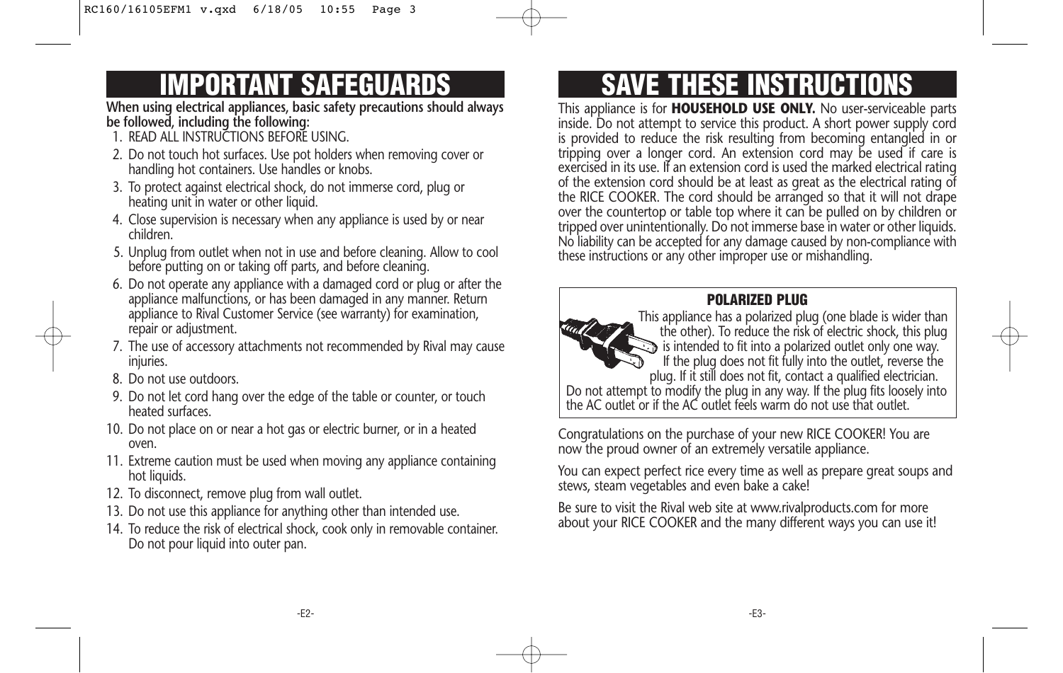# IMPORTANT SAFEGUARDS

**When using electrical appliances, basic safety precautions should always be followed, including the following:**

1. READ ALL INSTRUCTIONS BEFORE USING.
2. Do not touch hot surfaces. Use pot holders when removing cover or handling hot containers. Use handles or knobs.
3. To protect against electrical shock, do not immerse cord, plug or heating unit in water or other liquid.
4. Close supervision is necessary when any appliance is used by or near children.
5. Unplug from outlet when not in use and before cleaning. Allow to cool before putting on or taking off parts, and before cleaning.
6. Do not operate any appliance with a damaged cord or plug or after the appliance malfunctions, or has been damaged in any manner. Return appliance to Rival Customer Service (see warranty) for examination, repair or adjustment.
7. The use of accessory attachments not recommended by Rival may cause injuries.
8. Do not use outdoors.
9. Do not let cord hang over the edge of the table or counter, or touch heated surfaces.
10. Do not place on or near a hot gas or electric burner, or in a heated oven.
11. Extreme caution must be used when moving any appliance containing hot liquids.
12. To disconnect, remove plug from wall outlet.
13. Do not use this appliance for anything other than intended use.
14. To reduce the risk of electrical shock, cook only in removable container. Do not pour liquid into outer pan.

# SAVE THESE INSTRUCTIONS

This appliance is for **HOUSEHOLD USE ONLY.** No user-serviceable parts inside. Do not attempt to service this product. A short power supply cord is provided to reduce the risk resulting from becoming entangled in or tripping over a longer cord. An extension cord may be used if care is exercised in its use. If an extension cord is used the marked electrical rating of the extension cord should be at least as great as the electrical rating of the RICE COOKER. The cord should be arranged so that it will not drape over the countertop or table top where it can be pulled on by children or tripped over unintentionally. Do not immerse base in water or other liquids. No liability can be accepted for any damage caused by non-compliance with these instructions or any other improper use or mishandling.

**POLARIZED PLUG**

This appliance has a polarized plug (one blade is wider than the other). To reduce the risk of electric shock, this plug is intended to fit into a polarized outlet only one way. If the plug does not fit fully into the outlet, reverse the plug. If it still does not fit, contact a qualified electrician. Do not attempt to modify the plug in any way. If the plug fits loosely into the AC outlet or if the AC outlet feels warm do not use that outlet.

Congratulations on the purchase of your new RICE COOKER! You are now the proud owner of an extremely versatile appliance.

You can expect perfect rice every time as well as prepare great soups and stews, steam vegetables and even bake a cake!

Be sure to visit the Rival web site at www.rivalproducts.com for more about your RICE COOKER and the many different ways you can use it!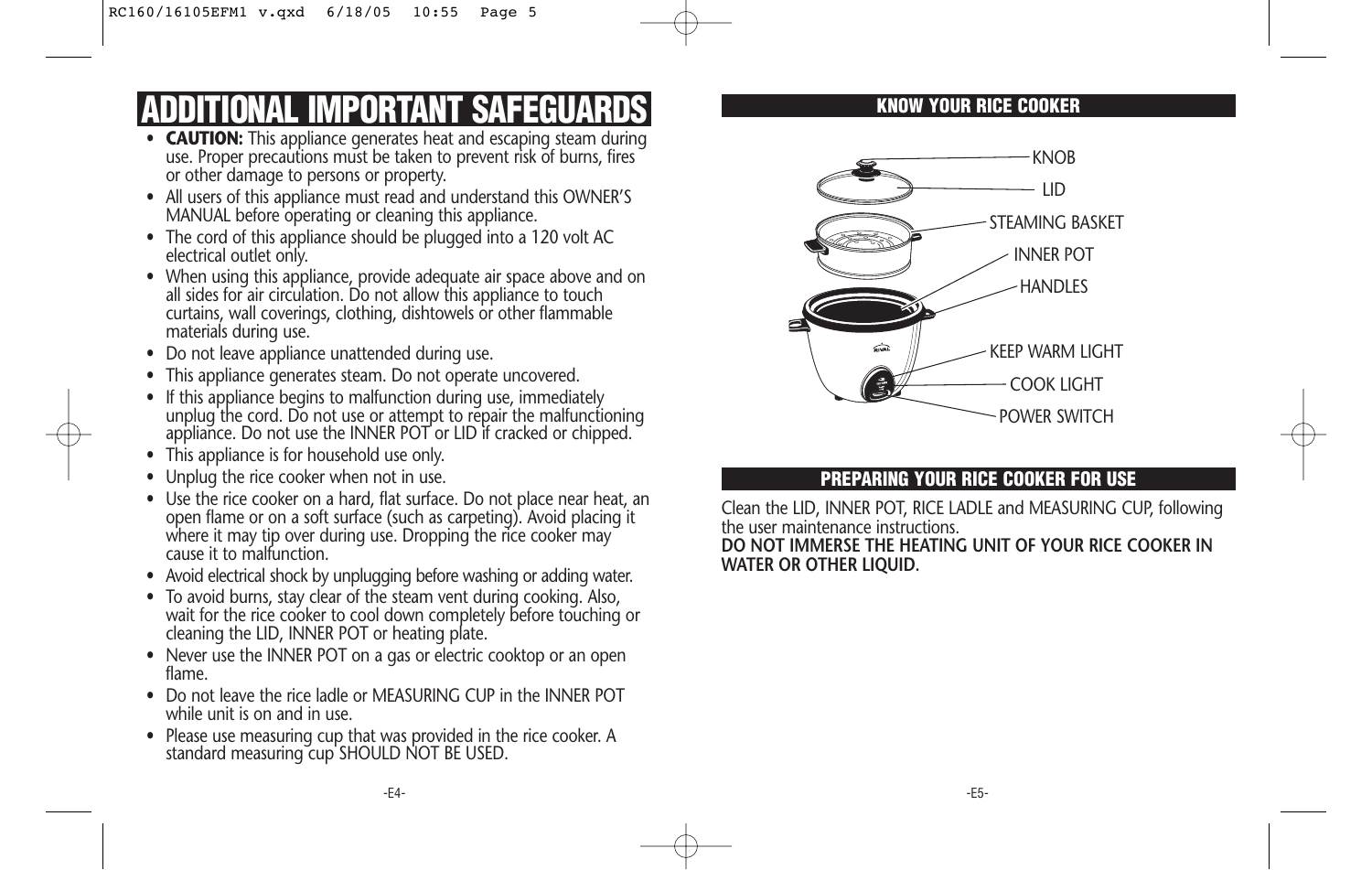# ADDITIONAL IMPORTANT SAFEGUARDS

- **CAUTION:** This appliance generates heat and escaping steam during use. Proper precautions must be taken to prevent risk of burns, fires or other damage to persons or property.
- All users of this appliance must read and understand this OWNER'S MANUAL before operating or cleaning this appliance.
- The cord of this appliance should be plugged into a 120 volt AC electrical outlet only.
- When using this appliance, provide adequate air space above and on all sides for air circulation. Do not allow this appliance to touch curtains, wall coverings, clothing, dishtowels or other flammable materials during use.
- Do not leave appliance unattended during use.
- This appliance generates steam. Do not operate uncovered.
- If this appliance begins to malfunction during use, immediately unplug the cord. Do not use or attempt to repair the malfunctioning appliance. Do not use the INNER POT or LID if cracked or chipped.
- This appliance is for household use only.
- Unplug the rice cooker when not in use.
- Use the rice cooker on a hard, flat surface. Do not place near heat, an open flame or on a soft surface (such as carpeting). Avoid placing it where it may tip over during use. Dropping the rice cooker may cause it to malfunction.
- Avoid electrical shock by unplugging before washing or adding water.
- To avoid burns, stay clear of the steam vent during cooking. Also, wait for the rice cooker to cool down completely before touching or cleaning the LID, INNER POT or heating plate.
- Never use the INNER POT on a gas or electric cooktop or an open flame.
- Do not leave the rice ladle or MEASURING CUP in the INNER POT while unit is on and in use.
- Please use measuring cup that was provided in the rice cooker. A standard measuring cup SHOULD NOT BE USED.

## KNOW YOUR RICE COOKER

KNOB

LID

STEAMING BASKET

INNER POT

HANDLES

KEEP WARM LIGHT

COOK LIGHT

POWER SWITCH

## PREPARING YOUR RICE COOKER FOR USE

Clean the LID, INNER POT, RICE LADLE and MEASURING CUP, following the user maintenance instructions.

**DO NOT IMMERSE THE HEATING UNIT OF YOUR RICE COOKER IN WATER OR OTHER LIQUID.**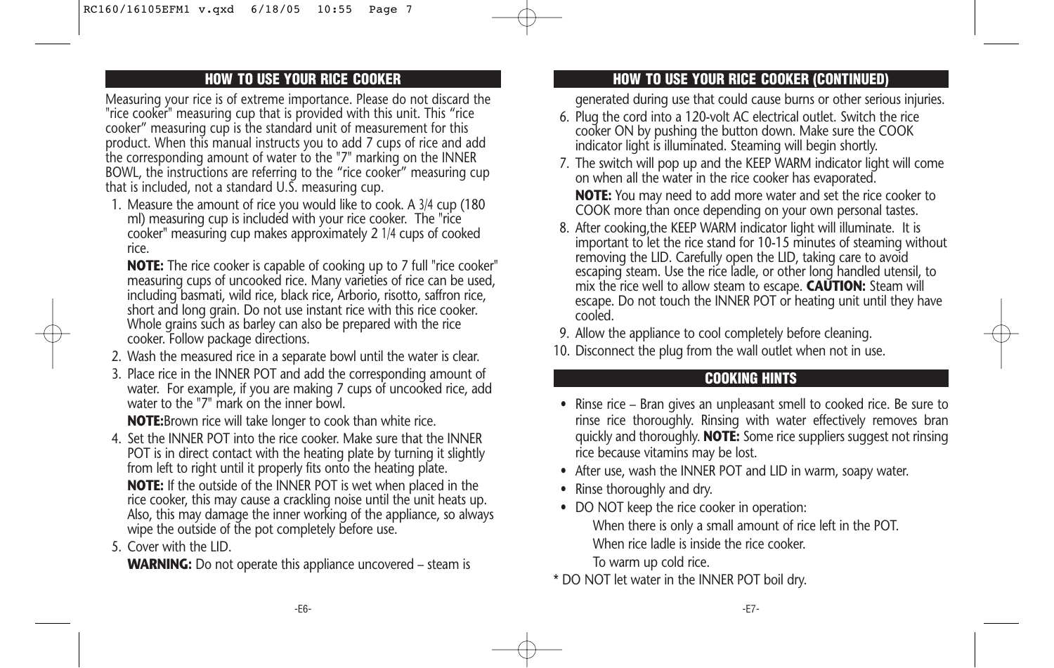## HOW TO USE YOUR RICE COOKER

Measuring your rice is of extreme importance. Please do not discard the "rice cooker" measuring cup that is provided with this unit. This "rice cooker" measuring cup is the standard unit of measurement for this product. When this manual instructs you to add 7 cups of rice and add the corresponding amount of water to the "7" marking on the INNER BOWL, the instructions are referring to the "rice cooker" measuring cup that is included, not a standard U.S. measuring cup.

1. Measure the amount of rice you would like to cook. A 3/4 cup (180 ml) measuring cup is included with your rice cooker. The "rice cooker" measuring cup makes approximately 2 1/4 cups of cooked rice.

   **NOTE:** The rice cooker is capable of cooking up to 7 full "rice cooker" measuring cups of uncooked rice. Many varieties of rice can be used, including basmati, wild rice, black rice, Arborio, risotto, saffron rice, short and long grain. Do not use instant rice with this rice cooker. Whole grains such as barley can also be prepared with the rice cooker. Follow package directions.
2. Wash the measured rice in a separate bowl until the water is clear.
3. Place rice in the INNER POT and add the corresponding amount of water. For example, if you are making 7 cups of uncooked rice, add water to the "7" mark on the inner bowl.

   **NOTE:** Brown rice will take longer to cook than white rice.
4. Set the INNER POT into the rice cooker. Make sure that the INNER POT is in direct contact with the heating plate by turning it slightly from left to right until it properly fits onto the heating plate.

   **NOTE:** If the outside of the INNER POT is wet when placed in the rice cooker, this may cause a crackling noise until the unit heats up. Also, this may damage the inner working of the appliance, so always wipe the outside of the pot completely before use.
5. Cover with the LID.

   **WARNING:** Do not operate this appliance uncovered – steam is generated during use that could cause burns or other serious injuries.
6. Plug the cord into a 120-volt AC electrical outlet. Switch the rice cooker ON by pushing the button down. Make sure the COOK indicator light is illuminated. Steaming will begin shortly.
7. The switch will pop up and the KEEP WARM indicator light will come on when all the water in the rice cooker has evaporated.

   **NOTE:** You may need to add more water and set the rice cooker to COOK more than once depending on your own personal tastes.
8. After cooking,the KEEP WARM indicator light will illuminate. It is important to let the rice stand for 10-15 minutes of steaming without removing the LID. Carefully open the LID, taking care to avoid escaping steam. Use the rice ladle, or other long handled utensil, to mix the rice well to allow steam to escape. **CAUTION:** Steam will escape. Do not touch the INNER POT or heating unit until they have cooled.
9. Allow the appliance to cool completely before cleaning.
10. Disconnect the plug from the wall outlet when not in use.

## COOKING HINTS

- Rinse rice – Bran gives an unpleasant smell to cooked rice. Be sure to rinse rice thoroughly. Rinsing with water effectively removes bran quickly and thoroughly. **NOTE:** Some rice suppliers suggest not rinsing rice because vitamins may be lost.
- After use, wash the INNER POT and LID in warm, soapy water.
- Rinse thoroughly and dry.
- DO NOT keep the rice cooker in operation:

  When there is only a small amount of rice left in the POT.

  When rice ladle is inside the rice cooker.

  To warm up cold rice.

\* DO NOT let water in the INNER POT boil dry.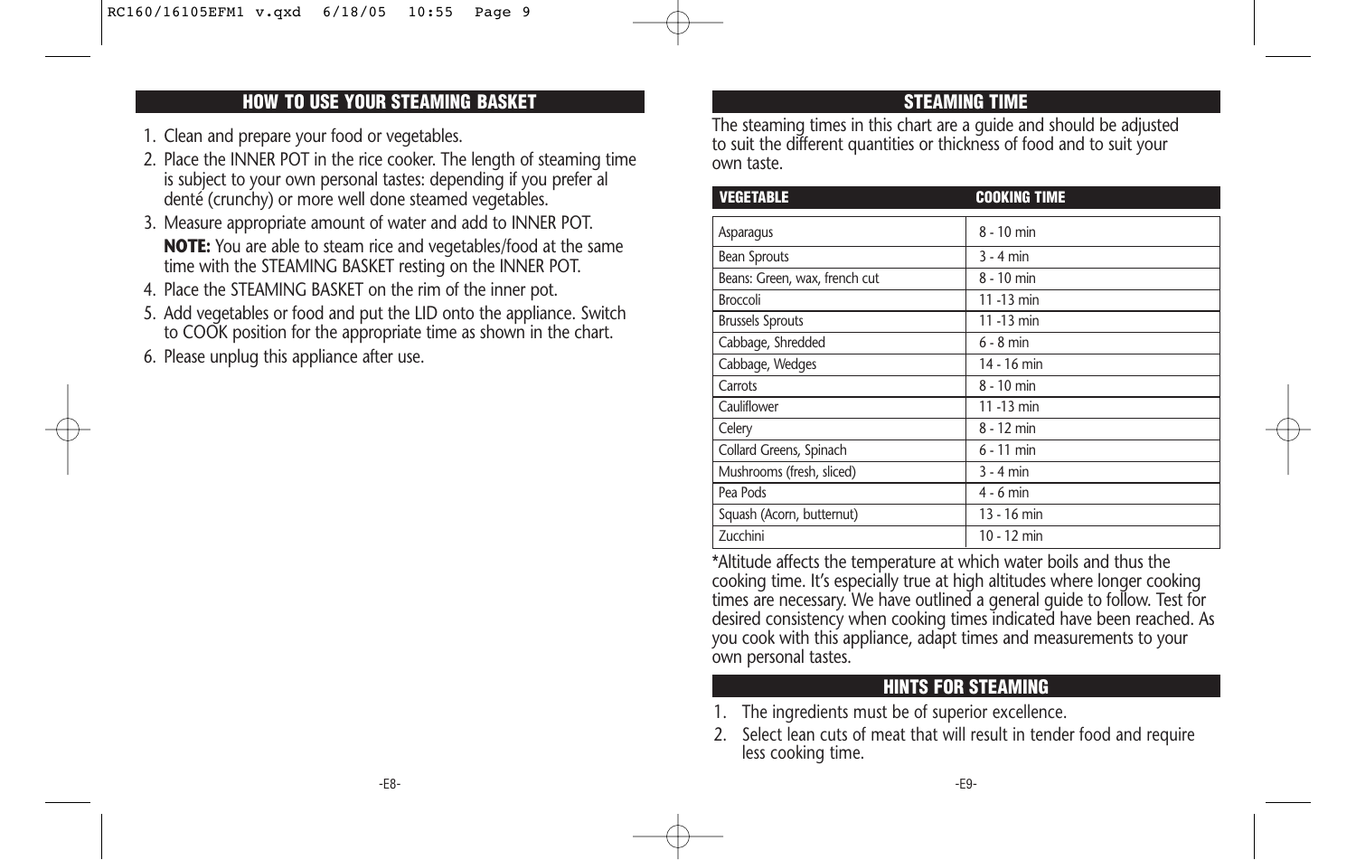## HOW TO USE YOUR STEAMING BASKET

1. Clean and prepare your food or vegetables.
2. Place the INNER POT in the rice cooker. The length of steaming time is subject to your own personal tastes: depending if you prefer al denté (crunchy) or more well done steamed vegetables.
3. Measure appropriate amount of water and add to INNER POT.

   **NOTE:** You are able to steam rice and vegetables/food at the same time with the STEAMING BASKET resting on the INNER POT.
4. Place the STEAMING BASKET on the rim of the inner pot.
5. Add vegetables or food and put the LID onto the appliance. Switch to COOK position for the appropriate time as shown in the chart.
6. Please unplug this appliance after use.

## STEAMING TIME

The steaming times in this chart are a guide and should be adjusted to suit the different quantities or thickness of food and to suit your own taste.

| VEGETABLE | COOKING TIME |
|---|---|
| Asparagus | 8 - 10 min |
| Bean Sprouts | 3 - 4 min |
| Beans: Green, wax, french cut | 8 - 10 min |
| Broccoli | 11 -13 min |
| Brussels Sprouts | 11 -13 min |
| Cabbage, Shredded | 6 - 8 min |
| Cabbage, Wedges | 14 - 16 min |
| Carrots | 8 - 10 min |
| Cauliflower | 11 -13 min |
| Celery | 8 - 12 min |
| Collard Greens, Spinach | 6 - 11 min |
| Mushrooms (fresh, sliced) | 3 - 4 min |
| Pea Pods | 4 - 6 min |
| Squash (Acorn, butternut) | 13 - 16 min |
| Zucchini | 10 - 12 min |

*Altitude affects the temperature at which water boils and thus the cooking time. It's especially true at high altitudes where longer cooking times are necessary. We have outlined a general guide to follow. Test for desired consistency when cooking times indicated have been reached. As you cook with this appliance, adapt times and measurements to your own personal tastes.

## HINTS FOR STEAMING

1. The ingredients must be of superior excellence.
2. Select lean cuts of meat that will result in tender food and require less cooking time.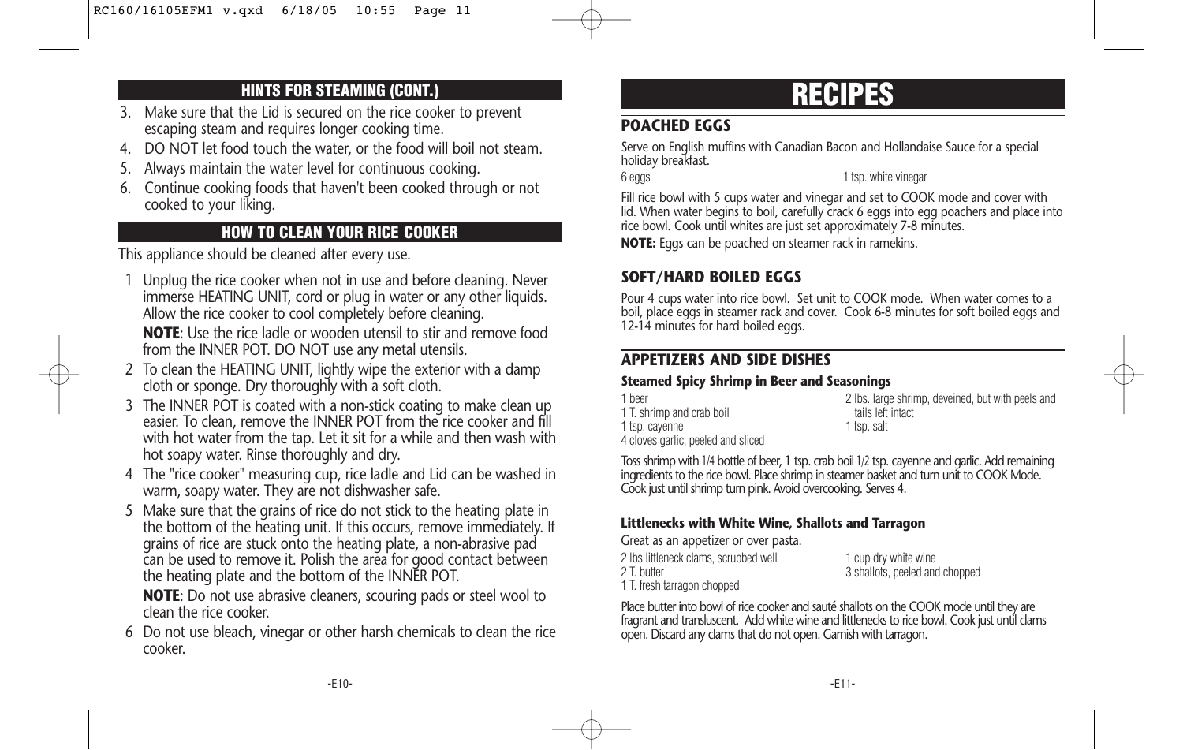## HINTS FOR STEAMING (CONT.)

3. Make sure that the Lid is secured on the rice cooker to prevent escaping steam and requires longer cooking time.
4. DO NOT let food touch the water, or the food will boil not steam.
5. Always maintain the water level for continuous cooking.
6. Continue cooking foods that haven't been cooked through or not cooked to your liking.

## HOW TO CLEAN YOUR RICE COOKER

This appliance should be cleaned after every use.

1 Unplug the rice cooker when not in use and before cleaning. Never immerse HEATING UNIT, cord or plug in water or any other liquids. Allow the rice cooker to cool completely before cleaning.

  **NOTE**: Use the rice ladle or wooden utensil to stir and remove food from the INNER POT. DO NOT use any metal utensils.

2 To clean the HEATING UNIT, lightly wipe the exterior with a damp cloth or sponge. Dry thoroughly with a soft cloth.

3 The INNER POT is coated with a non-stick coating to make clean up easier. To clean, remove the INNER POT from the rice cooker and fill with hot water from the tap. Let it sit for a while and then wash with hot soapy water. Rinse thoroughly and dry.

4 The "rice cooker" measuring cup, rice ladle and Lid can be washed in warm, soapy water. They are not dishwasher safe.

5 Make sure that the grains of rice do not stick to the heating plate in the bottom of the heating unit. If this occurs, remove immediately. If grains of rice are stuck onto the heating plate, a non-abrasive pad can be used to remove it. Polish the area for good contact between the heating plate and the bottom of the INNER POT.

  **NOTE**: Do not use abrasive cleaners, scouring pads or steel wool to clean the rice cooker.

6 Do not use bleach, vinegar or other harsh chemicals to clean the rice cooker.

# RECIPES

## POACHED EGGS

Serve on English muffins with Canadian Bacon and Hollandaise Sauce for a special holiday breakfast.

6 eggs
1 tsp. white vinegar

Fill rice bowl with 5 cups water and vinegar and set to COOK mode and cover with lid. When water begins to boil, carefully crack 6 eggs into egg poachers and place into rice bowl. Cook until whites are just set approximately 7-8 minutes.

**NOTE:** Eggs can be poached on steamer rack in ramekins.

## SOFT/HARD BOILED EGGS

Pour 4 cups water into rice bowl. Set unit to COOK mode. When water comes to a boil, place eggs in steamer rack and cover. Cook 6-8 minutes for soft boiled eggs and 12-14 minutes for hard boiled eggs.

## APPETIZERS AND SIDE DISHES

### Steamed Spicy Shrimp in Beer and Seasonings

1 beer
1 T. shrimp and crab boil
1 tsp. cayenne
4 cloves garlic, peeled and sliced
2 lbs. large shrimp, deveined, but with peels and tails left intact
1 tsp. salt

Toss shrimp with 1/4 bottle of beer, 1 tsp. crab boil 1/2 tsp. cayenne and garlic. Add remaining ingredients to the rice bowl. Place shrimp in steamer basket and turn unit to COOK Mode. Cook just until shrimp turn pink. Avoid overcooking. Serves 4.

### Littlenecks with White Wine, Shallots and Tarragon

Great as an appetizer or over pasta.

2 lbs littleneck clams, scrubbed well
2 T. butter
1 T. fresh tarragon chopped
1 cup dry white wine
3 shallots, peeled and chopped

Place butter into bowl of rice cooker and sauté shallots on the COOK mode until they are fragrant and transluscent. Add white wine and littlenecks to rice bowl. Cook just until clams open. Discard any clams that do not open. Garnish with tarragon.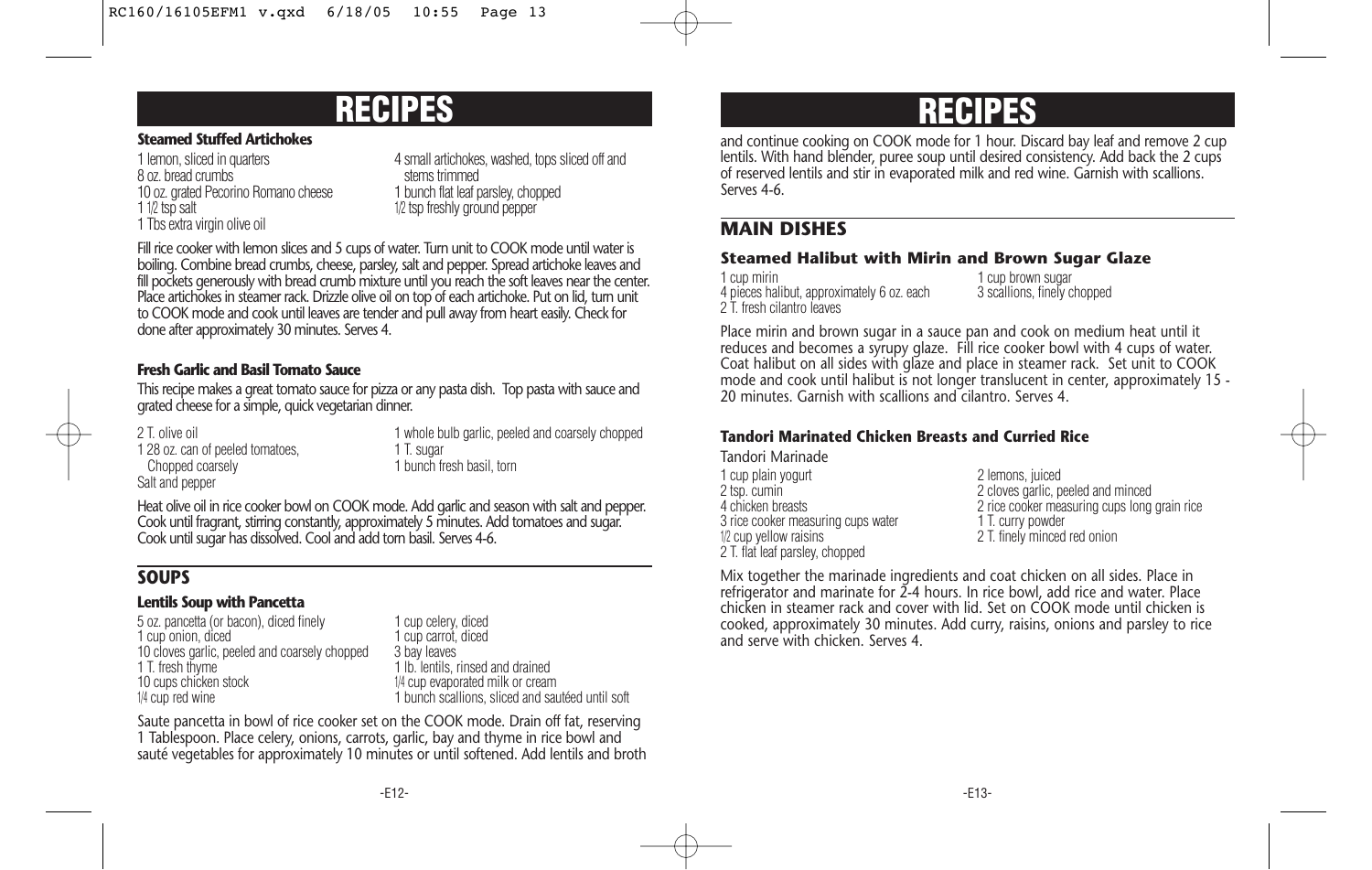# RECIPES

### Steamed Stuffed Artichokes

- 1 lemon, sliced in quarters
- 8 oz. bread crumbs
- 10 oz. grated Pecorino Romano cheese
- 1 1/2 tsp salt
- 1 Tbs extra virgin olive oil
- 4 small artichokes, washed, tops sliced off and stems trimmed
- 1 bunch flat leaf parsley, chopped
- 1/2 tsp freshly ground pepper

Fill rice cooker with lemon slices and 5 cups of water. Turn unit to COOK mode until water is boiling. Combine bread crumbs, cheese, parsley, salt and pepper. Spread artichoke leaves and fill pockets generously with bread crumb mixture until you reach the soft leaves near the center. Place artichokes in steamer rack. Drizzle olive oil on top of each artichoke. Put on lid, turn unit to COOK mode and cook until leaves are tender and pull away from heart easily. Check for done after approximately 30 minutes. Serves 4.

### Fresh Garlic and Basil Tomato Sauce

This recipe makes a great tomato sauce for pizza or any pasta dish. Top pasta with sauce and grated cheese for a simple, quick vegetarian dinner.

- 2 T. olive oil
- 1 28 oz. can of peeled tomatoes, Chopped coarsely
- Salt and pepper
- 1 whole bulb garlic, peeled and coarsely chopped
- 1 T. sugar
- 1 bunch fresh basil, torn

Heat olive oil in rice cooker bowl on COOK mode. Add garlic and season with salt and pepper. Cook until fragrant, stirring constantly, approximately 5 minutes. Add tomatoes and sugar. Cook until sugar has dissolved. Cool and add torn basil. Serves 4-6.

## SOUPS

### Lentils Soup with Pancetta

- 5 oz. pancetta (or bacon), diced finely
- 1 cup onion, diced
- 10 cloves garlic, peeled and coarsely chopped
- 1 T. fresh thyme
- 10 cups chicken stock
- 1/4 cup red wine
- 1 cup celery, diced
- 1 cup carrot, diced
- 3 bay leaves
- 1 lb. lentils, rinsed and drained
- 1/4 cup evaporated milk or cream
- 1 bunch scallions, sliced and sautéed until soft

Saute pancetta in bowl of rice cooker set on the COOK mode. Drain off fat, reserving 1 Tablespoon. Place celery, onions, carrots, garlic, bay and thyme in rice bowl and sauté vegetables for approximately 10 minutes or until softened. Add lentils and broth and continue cooking on COOK mode for 1 hour. Discard bay leaf and remove 2 cup lentils. With hand blender, puree soup until desired consistency. Add back the 2 cups of reserved lentils and stir in evaporated milk and red wine. Garnish with scallions. Serves 4-6.

## MAIN DISHES

### Steamed Halibut with Mirin and Brown Sugar Glaze

- 1 cup mirin
- 4 pieces halibut, approximately 6 oz. each
- 2 T. fresh cilantro leaves
- 1 cup brown sugar
- 3 scallions, finely chopped

Place mirin and brown sugar in a sauce pan and cook on medium heat until it reduces and becomes a syrupy glaze. Fill rice cooker bowl with 4 cups of water. Coat halibut on all sides with glaze and place in steamer rack. Set unit to COOK mode and cook until halibut is not longer translucent in center, approximately 15 - 20 minutes. Garnish with scallions and cilantro. Serves 4.

### Tandori Marinated Chicken Breasts and Curried Rice

Tandori Marinade

- 1 cup plain yogurt
- 2 tsp. cumin
- 4 chicken breasts
- 3 rice cooker measuring cups water
- 1/2 cup yellow raisins
- 2 T. flat leaf parsley, chopped
- 2 lemons, juiced
- 2 cloves garlic, peeled and minced
- 2 rice cooker measuring cups long grain rice
- 1 T. curry powder
- 2 T. finely minced red onion

Mix together the marinade ingredients and coat chicken on all sides. Place in refrigerator and marinate for 2-4 hours. In rice bowl, add rice and water. Place chicken in steamer rack and cover with lid. Set on COOK mode until chicken is cooked, approximately 30 minutes. Add curry, raisins, onions and parsley to rice and serve with chicken. Serves 4.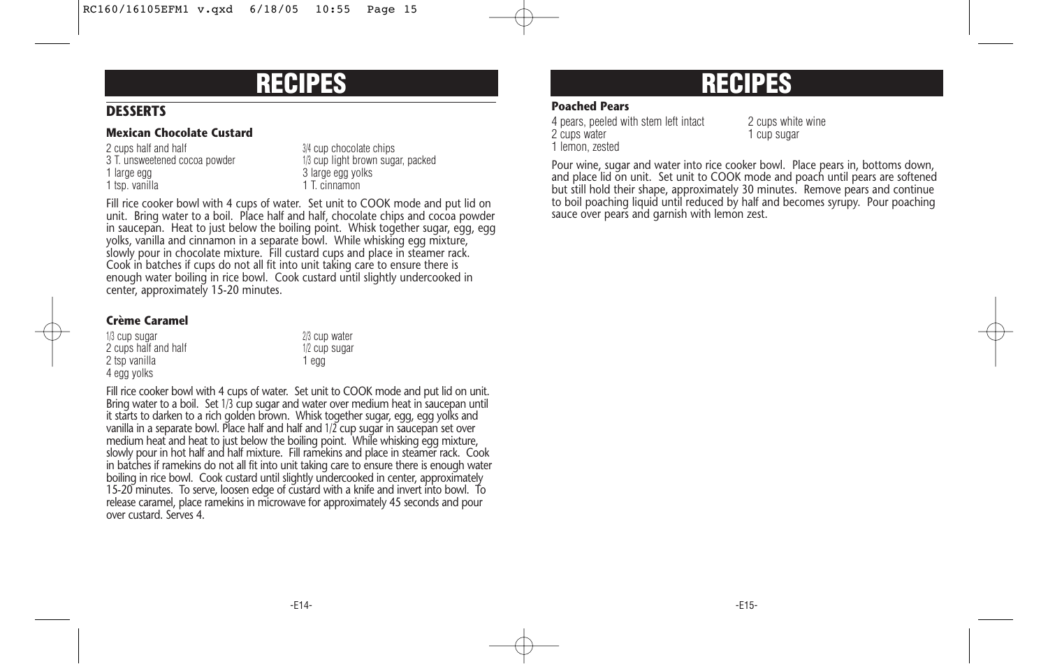# RECIPES

## DESSERTS

### Mexican Chocolate Custard

2 cups half and half
3 T. unsweetened cocoa powder
1 large egg
1 tsp. vanilla
3/4 cup chocolate chips
1/3 cup light brown sugar, packed
3 large egg yolks
1 T. cinnamon

Fill rice cooker bowl with 4 cups of water. Set unit to COOK mode and put lid on unit. Bring water to a boil. Place half and half, chocolate chips and cocoa powder in saucepan. Heat to just below the boiling point. Whisk together sugar, egg, egg yolks, vanilla and cinnamon in a separate bowl. While whisking egg mixture, slowly pour in chocolate mixture. Fill custard cups and place in steamer rack. Cook in batches if cups do not all fit into unit taking care to ensure there is enough water boiling in rice bowl. Cook custard until slightly undercooked in center, approximately 15-20 minutes.

### Crème Caramel

1/3 cup sugar
2 cups half and half
2 tsp vanilla
4 egg yolks
2/3 cup water
1/2 cup sugar
1 egg

Fill rice cooker bowl with 4 cups of water. Set unit to COOK mode and put lid on unit. Bring water to a boil. Set 1/3 cup sugar and water over medium heat in saucepan until it starts to darken to a rich golden brown. Whisk together sugar, egg, egg yolks and vanilla in a separate bowl. Place half and half and 1/2 cup sugar in saucepan set over medium heat and heat to just below the boiling point. While whisking egg mixture, slowly pour in hot half and half mixture. Fill ramekins and place in steamer rack. Cook in batches if ramekins do not all fit into unit taking care to ensure there is enough water boiling in rice bowl. Cook custard until slightly undercooked in center, approximately 15-20 minutes. To serve, loosen edge of custard with a knife and invert into bowl. To release caramel, place ramekins in microwave for approximately 45 seconds and pour over custard. Serves 4.

# RECIPES

### Poached Pears

4 pears, peeled with stem left intact
2 cups water
1 lemon, zested
2 cups white wine
1 cup sugar

Pour wine, sugar and water into rice cooker bowl. Place pears in, bottoms down, and place lid on unit. Set unit to COOK mode and poach until pears are softened but still hold their shape, approximately 30 minutes. Remove pears and continue to boil poaching liquid until reduced by half and becomes syrupy. Pour poaching sauce over pears and garnish with lemon zest.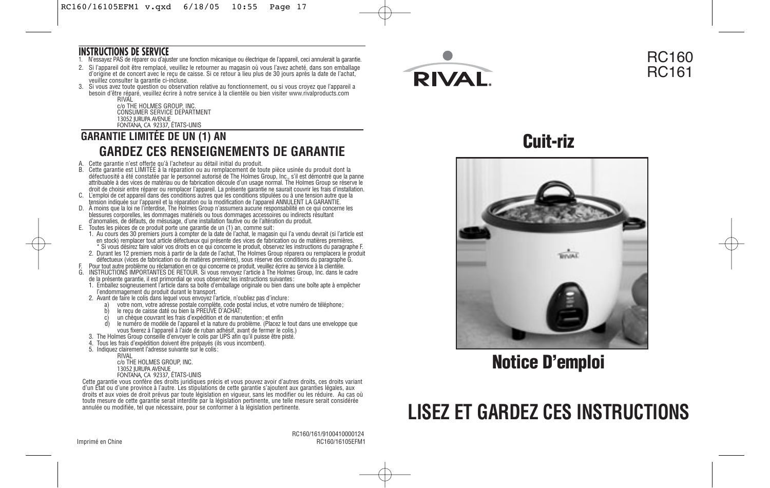## INSTRUCTIONS DE SERVICE

1. N'essayez PAS de réparer ou d'ajuster une fonction mécanique ou électrique de l'appareil, ceci annulerait la garantie.
2. Si l'appareil doit être remplacé, veuillez le retourner au magasin où vous l'avez acheté, dans son emballage d'origine et de concert avec le reçu de caisse. Si ce retour a lieu plus de 30 jours après la date de l'achat, veuillez consulter la garantie ci-incluse.
3. Si vous avez toute question ou observation relative au fonctionnement, ou si vous croyez que l'appareil a besoin d'être réparé, veuillez écrire à notre service à la clientèle ou bien visiter www.rivalproducts.com

   RIVAL
   c/o THE HOLMES GROUP, INC.
   CONSUMER SERVICE DEPARTMENT
   13052 JURUPA AVENUE
   FONTANA, CA 92337, ÉTATS-UNIS

## GARANTIE LIMITÉE DE UN (1) AN

## GARDEZ CES RENSEIGNEMENTS DE GARANTIE

A. Cette garantie n'est offerte qu'à l'acheteur au détail initial du produit.
B. Cette garantie est LIMITÉE à la réparation ou au remplacement de toute pièce usinée du produit dont la défectuosité a été constatée par le personnel autorisé de The Holmes Group, Inc., s'il est démontré que la panne attribuable à des vices de matériau ou de fabrication découle d'un usage normal. The Holmes Group se réserve le droit de choisir entre réparer ou remplacer l'appareil. La présente garantie ne saurait couvrir les frais d'installation.
C. L'emploi de cet appareil dans des conditions autres que les conditions stipulées ou à une tension autre que la tension indiquée sur l'appareil et la réparation ou la modification de l'appareil ANNULENT LA GARANTIE.
D. À moins que la loi ne l'interdise, The Holmes Group n'assumera aucune responsabilité en ce qui concerne les blessures corporelles, les dommages matériels ou tous dommages accessoires ou indirects résultant d'anomalies, de défauts, de mésusage, d'une installation fautive ou de l'altération du produit.
E. Toutes les pièces de ce produit porte une garantie de un (1) an, comme suit :
   1. Au cours des 30 premiers jours à compter de la date de l'achat, le magasin qui l'a vendu devrait (si l'article est en stock) remplacer tout article défectueux qui présente des vices de fabrication ou de matières premières.
      \* Si vous désirez faire valoir vos droits en ce qui concerne le produit, observez les instructions du paragraphe F.
   2. Durant les 12 premiers mois à partir de la date de l'achat, The Holmes Group réparera ou remplacera le produit défectueux (vices de fabrication ou de matières premières), sous réserve des conditions du paragraphe G.
F. Pour tout autre problème ou réclamation en ce qui concerne ce produit, veuillez écrire au service à la clientèle.
G. INSTRUCTIONS IMPORTANTES DE RETOUR. Si vous renvoyez l'article à The Holmes Group, Inc. dans le cadre de la présente garantie, il est primordial qe vous observiez les instructions suivantes :
   1. Emballez soigneusement l'article dans sa boîte d'emballage originale ou bien dans une boîte apte à empêcher l'endommagement du produit durant le transport.
   2. Avant de faire le colis dans lequel vous envoyez l'article, n'oubliez pas d'inclure :
      a) votre nom, votre adresse postale complète, code postal inclus, et votre numéro de téléphone ;
      b) le reçu de caisse daté ou bien la PREUVE D'ACHAT;
      c) un chèque couvrant les frais d'expédition et de manutention ; et enfin
      d) le numéro de modèle de l'appareil et la nature du problème. (Placez le tout dans une enveloppe que vous fixerez à l'appareil à l'aide de ruban adhésif, avant de fermer le colis.)
   3. The Holmes Group conseille d'envoyer le colis par UPS afin qu'il puisse être pisté.
   4. Tous les frais d'expédition doivent être prépayés (ils vous incombent).
   5. Indiquez clairement l'adresse suivante sur le colis :

      RIVAL
      c/o THE HOLMES GROUP, INC.
      13052 JURUPA AVENUE
      FONTANA, CA 92337, ÉTATS-UNIS

Cette garantie vous confère des droits juridiques précis et vous pouvez avoir d'autres droits, ces droits variant d'un État ou d'une province à l'autre. Les stipulations de cette garantie s'ajoutent aux garanties légales, aux droits et aux voies de droit prévus par toute législation en vigueur, sans les modifier ou les réduire. Au cas où toute mesure de cette garantie serait interdite par la législation pertinente, une telle mesure serait considérée annulée ou modifiée, tel que nécessaire, pour se conformer à la législation pertinente.

Imprimé en Chine

RC160/161/9100410000124
RC160/16105EFM1

RIVAL®

RC160
RC161

# Cuit-riz

# Notice D'emploi

# LISEZ ET GARDEZ CES INSTRUCTIONS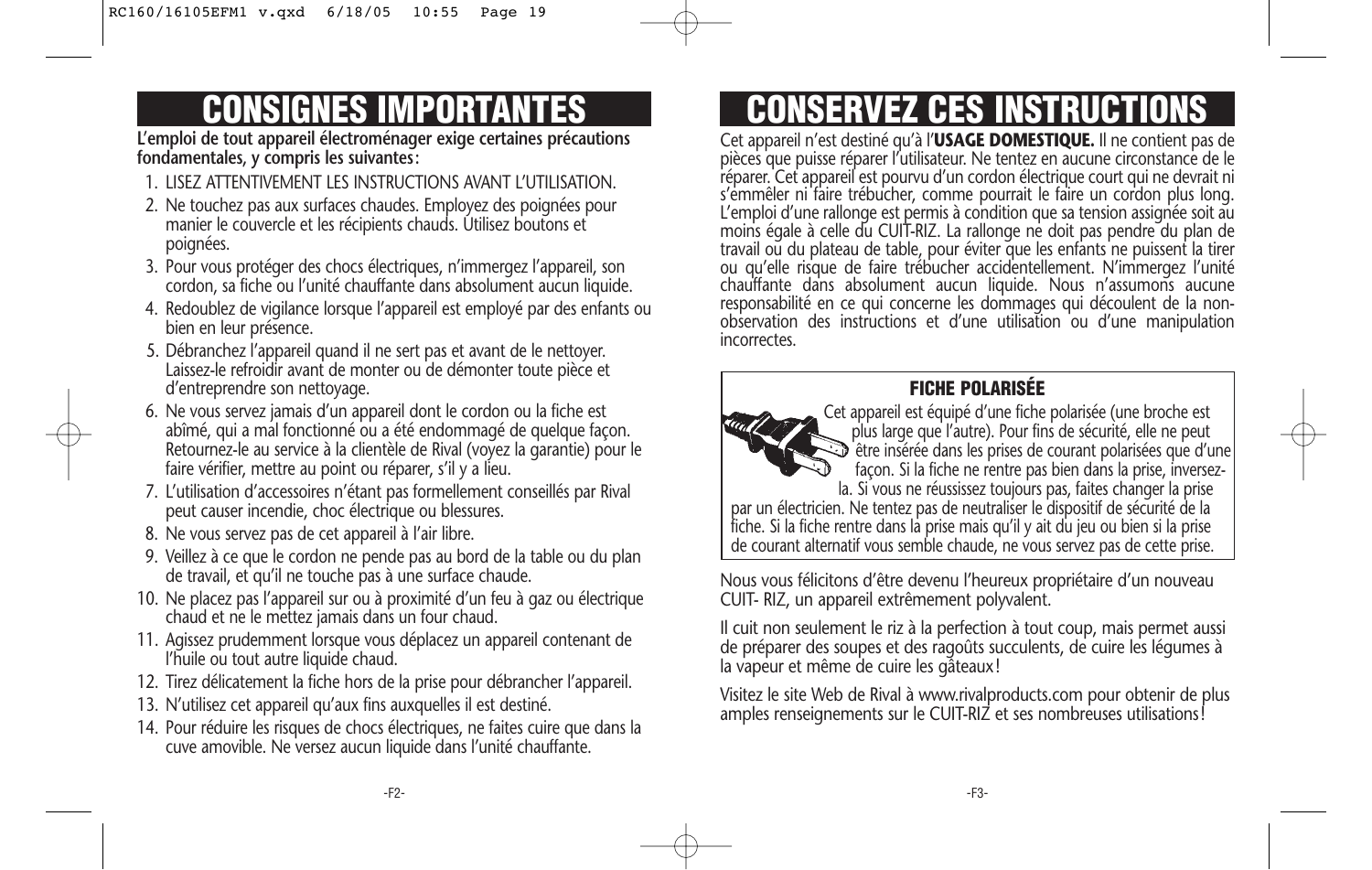# CONSIGNES IMPORTANTES

**L'emploi de tout appareil électroménager exige certaines précautions fondamentales, y compris les suivantes**:

1. LISEZ ATTENTIVEMENT LES INSTRUCTIONS AVANT L'UTILISATION.
2. Ne touchez pas aux surfaces chaudes. Employez des poignées pour manier le couvercle et les récipients chauds. Utilisez boutons et poignées.
3. Pour vous protéger des chocs électriques, n'immergez l'appareil, son cordon, sa fiche ou l'unité chauffante dans absolument aucun liquide.
4. Redoublez de vigilance lorsque l'appareil est employé par des enfants ou bien en leur présence.
5. Débranchez l'appareil quand il ne sert pas et avant de le nettoyer. Laissez-le refroidir avant de monter ou de démonter toute pièce et d'entreprendre son nettoyage.
6. Ne vous servez jamais d'un appareil dont le cordon ou la fiche est abîmé, qui a mal fonctionné ou a été endommagé de quelque façon. Retournez-le au service à la clientèle de Rival (voyez la garantie) pour le faire vérifier, mettre au point ou réparer, s'il y a lieu.
7. L'utilisation d'accessoires n'étant pas formellement conseillés par Rival peut causer incendie, choc électrique ou blessures.
8. Ne vous servez pas de cet appareil à l'air libre.
9. Veillez à ce que le cordon ne pende pas au bord de la table ou du plan de travail, et qu'il ne touche pas à une surface chaude.
10. Ne placez pas l'appareil sur ou à proximité d'un feu à gaz ou électrique chaud et ne le mettez jamais dans un four chaud.
11. Agissez prudemment lorsque vous déplacez un appareil contenant de l'huile ou tout autre liquide chaud.
12. Tirez délicatement la fiche hors de la prise pour débrancher l'appareil.
13. N'utilisez cet appareil qu'aux fins auxquelles il est destiné.
14. Pour réduire les risques de chocs électriques, ne faites cuire que dans la cuve amovible. Ne versez aucun liquide dans l'unité chauffante.

# CONSERVEZ CES INSTRUCTIONS

Cet appareil n'est destiné qu'à l'**USAGE DOMESTIQUE.** Il ne contient pas de pièces que puisse réparer l'utilisateur. Ne tentez en aucune circonstance de le réparer. Cet appareil est pourvu d'un cordon électrique court qui ne devrait ni s'emmêler ni faire trébucher, comme pourrait le faire un cordon plus long. L'emploi d'une rallonge est permis à condition que sa tension assignée soit au moins égale à celle du CUIT-RIZ. La rallonge ne doit pas pendre du plan de travail ou du plateau de table, pour éviter que les enfants ne puissent la tirer ou qu'elle risque de faire trébucher accidentellement. N'immergez l'unité chauffante dans absolument aucun liquide. Nous n'assumons aucune responsabilité en ce qui concerne les dommages qui découlent de la non-observation des instructions et d'une utilisation ou d'une manipulation incorrectes.

### FICHE POLARISÉE

Cet appareil est équipé d'une fiche polarisée (une broche est plus large que l'autre). Pour fins de sécurité, elle ne peut être insérée dans les prises de courant polarisées que d'une façon. Si la fiche ne rentre pas bien dans la prise, inversez-la. Si vous ne réussissez toujours pas, faites changer la prise par un électricien. Ne tentez pas de neutraliser le dispositif de sécurité de la fiche. Si la fiche rentre dans la prise mais qu'il y ait du jeu ou bien si la prise de courant alternatif vous semble chaude, ne vous servez pas de cette prise.

Nous vous félicitons d'être devenu l'heureux propriétaire d'un nouveau CUIT- RIZ, un appareil extrêmement polyvalent.

Il cuit non seulement le riz à la perfection à tout coup, mais permet aussi de préparer des soupes et des ragoûts succulents, de cuire les légumes à la vapeur et même de cuire les gâteaux!

Visitez le site Web de Rival à www.rivalproducts.com pour obtenir de plus amples renseignements sur le CUIT-RIZ et ses nombreuses utilisations!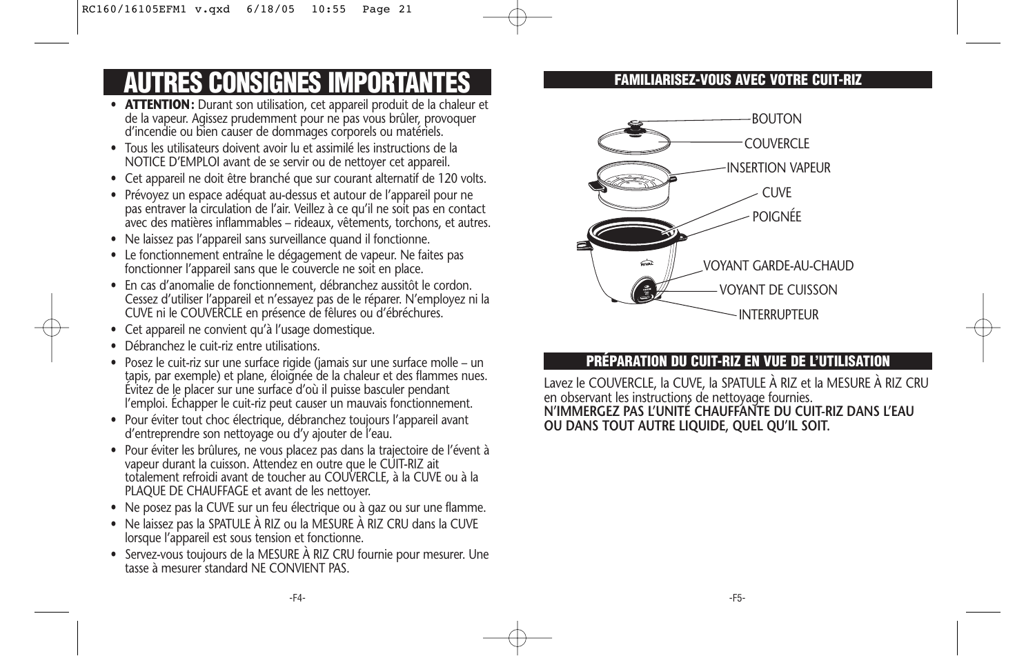# AUTRES CONSIGNES IMPORTANTES

- **ATTENTION :** Durant son utilisation, cet appareil produit de la chaleur et de la vapeur. Agissez prudemment pour ne pas vous brûler, provoquer d'incendie ou bien causer de dommages corporels ou matériels.
- Tous les utilisateurs doivent avoir lu et assimilé les instructions de la NOTICE D'EMPLOI avant de se servir ou de nettoyer cet appareil.
- Cet appareil ne doit être branché que sur courant alternatif de 120 volts.
- Prévoyez un espace adéquat au-dessus et autour de l'appareil pour ne pas entraver la circulation de l'air. Veillez à ce qu'il ne soit pas en contact avec des matières inflammables – rideaux, vêtements, torchons, et autres.
- Ne laissez pas l'appareil sans surveillance quand il fonctionne.
- Le fonctionnement entraîne le dégagement de vapeur. Ne faites pas fonctionner l'appareil sans que le couvercle ne soit en place.
- En cas d'anomalie de fonctionnement, débranchez aussitôt le cordon. Cessez d'utiliser l'appareil et n'essayez pas de le réparer. N'employez ni la CUVE ni le COUVERCLE en présence de fêlures ou d'ébréchures.
- Cet appareil ne convient qu'à l'usage domestique.
- Débranchez le cuit-riz entre utilisations.
- Posez le cuit-riz sur une surface rigide (jamais sur une surface molle – un tapis, par exemple) et plane, éloignée de la chaleur et des flammes nues. Évitez de le placer sur une surface d'où il puisse basculer pendant l'emploi. Échapper le cuit-riz peut causer un mauvais fonctionnement.
- Pour éviter tout choc électrique, débranchez toujours l'appareil avant d'entreprendre son nettoyage ou d'y ajouter de l'eau.
- Pour éviter les brûlures, ne vous placez pas dans la trajectoire de l'évent à vapeur durant la cuisson. Attendez en outre que le CUIT-RIZ ait totalement refroidi avant de toucher au COUVERCLE, à la CUVE ou à la PLAQUE DE CHAUFFAGE et avant de les nettoyer.
- Ne posez pas la CUVE sur un feu électrique ou à gaz ou sur une flamme.
- Ne laissez pas la SPATULE À RIZ ou la MESURE À RIZ CRU dans la CUVE lorsque l'appareil est sous tension et fonctionne.
- Servez-vous toujours de la MESURE À RIZ CRU fournie pour mesurer. Une tasse à mesurer standard NE CONVIENT PAS.

## FAMILIARISEZ-VOUS AVEC VOTRE CUIT-RIZ

BOUTON
COUVERCLE
INSERTION VAPEUR
CUVE
POIGNÉE
VOYANT GARDE-AU-CHAUD
VOYANT DE CUISSON
INTERRUPTEUR

## PRÉPARATION DU CUIT-RIZ EN VUE DE L'UTILISATION

Lavez le COUVERCLE, la CUVE, la SPATULE À RIZ et la MESURE À RIZ CRU en observant les instructions de nettoyage fournies.
**N'IMMERGEZ PAS L'UNITÉ CHAUFFANTE DU CUIT-RIZ DANS L'EAU OU DANS TOUT AUTRE LIQUIDE, QUEL QU'IL SOIT.**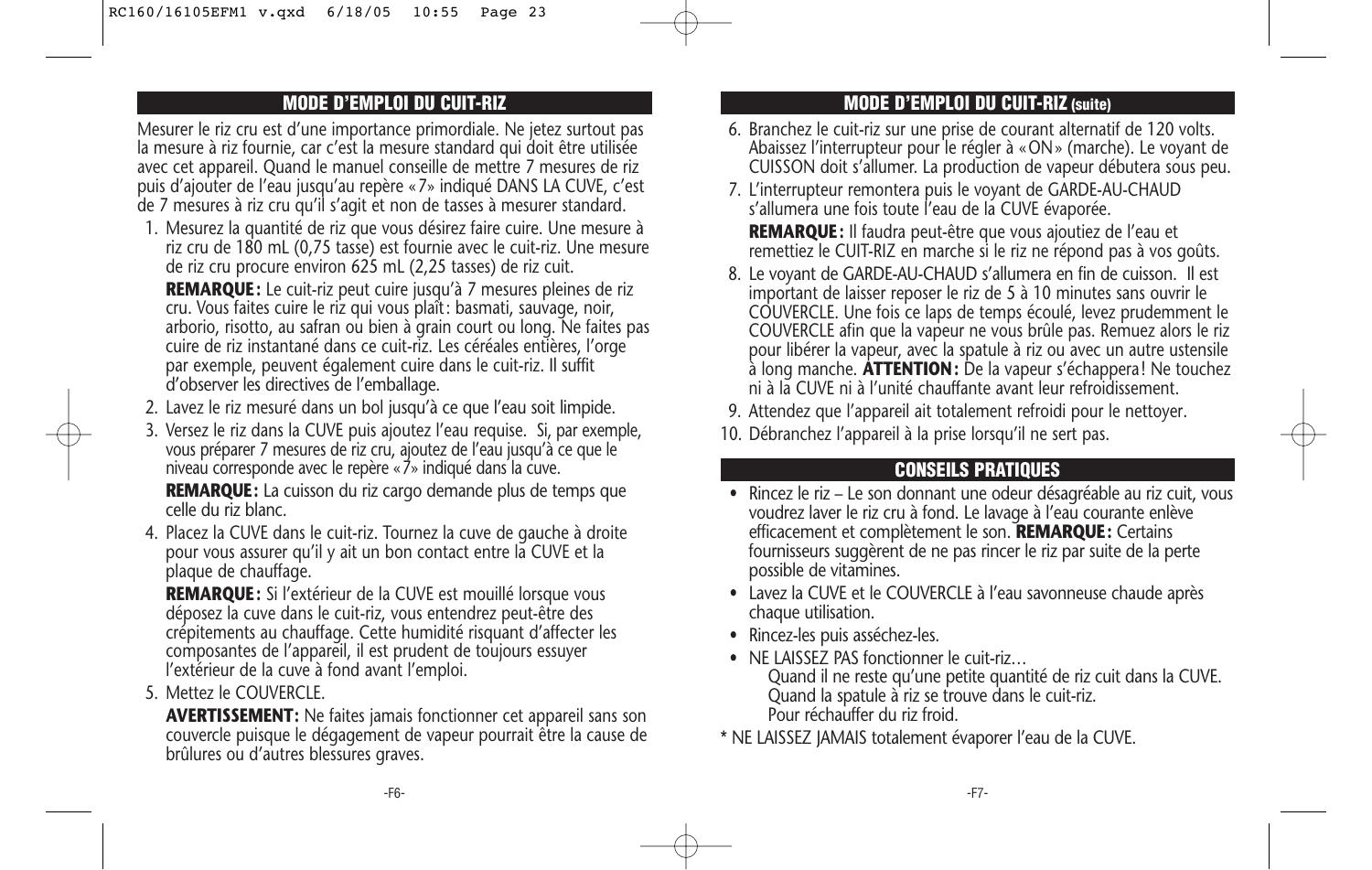## MODE D'EMPLOI DU CUIT-RIZ

Mesurer le riz cru est d'une importance primordiale. Ne jetez surtout pas la mesure à riz fournie, car c'est la mesure standard qui doit être utilisée avec cet appareil. Quand le manuel conseille de mettre 7 mesures de riz puis d'ajouter de l'eau jusqu'au repère «7» indiqué DANS LA CUVE, c'est de 7 mesures à riz cru qu'il s'agit et non de tasses à mesurer standard.

1. Mesurez la quantité de riz que vous désirez faire cuire. Une mesure à riz cru de 180 mL (0,75 tasse) est fournie avec le cuit-riz. Une mesure de riz cru procure environ 625 mL (2,25 tasses) de riz cuit.

   **REMARQUE:** Le cuit-riz peut cuire jusqu'à 7 mesures pleines de riz cru. Vous faites cuire le riz qui vous plaît: basmati, sauvage, noir, arborio, risotto, au safran ou bien à grain court ou long. Ne faites pas cuire de riz instantané dans ce cuit-riz. Les céréales entières, l'orge par exemple, peuvent également cuire dans le cuit-riz. Il suffit d'observer les directives de l'emballage.

2. Lavez le riz mesuré dans un bol jusqu'à ce que l'eau soit limpide.
3. Versez le riz dans la CUVE puis ajoutez l'eau requise. Si, par exemple, vous préparer 7 mesures de riz cru, ajoutez de l'eau jusqu'à ce que le niveau corresponde avec le repère «7» indiqué dans la cuve.

   **REMARQUE:** La cuisson du riz cargo demande plus de temps que celle du riz blanc.

4. Placez la CUVE dans le cuit-riz. Tournez la cuve de gauche à droite pour vous assurer qu'il y ait un bon contact entre la CUVE et la plaque de chauffage.

   **REMARQUE:** Si l'extérieur de la CUVE est mouillé lorsque vous déposez la cuve dans le cuit-riz, vous entendrez peut-être des crépitements au chauffage. Cette humidité risquant d'affecter les composantes de l'appareil, il est prudent de toujours essuyer l'extérieur de la cuve à fond avant l'emploi.

5. Mettez le COUVERCLE.

   **AVERTISSEMENT:** Ne faites jamais fonctionner cet appareil sans son couvercle puisque le dégagement de vapeur pourrait être la cause de brûlures ou d'autres blessures graves.

## MODE D'EMPLOI DU CUIT-RIZ (suite)

6. Branchez le cuit-riz sur une prise de courant alternatif de 120 volts. Abaissez l'interrupteur pour le régler à «ON» (marche). Le voyant de CUISSON doit s'allumer. La production de vapeur débutera sous peu.
7. L'interrupteur remontera puis le voyant de GARDE-AU-CHAUD s'allumera une fois toute l'eau de la CUVE évaporée.

   **REMARQUE:** Il faudra peut-être que vous ajoutiez de l'eau et remettiez le CUIT-RIZ en marche si le riz ne répond pas à vos goûts.

8. Le voyant de GARDE-AU-CHAUD s'allumera en fin de cuisson. Il est important de laisser reposer le riz de 5 à 10 minutes sans ouvrir le COUVERCLE. Une fois ce laps de temps écoulé, levez prudemment le COUVERCLE afin que la vapeur ne vous brûle pas. Remuez alors le riz pour libérer la vapeur, avec la spatule à riz ou avec un autre ustensile à long manche. **ATTENTION:** De la vapeur s'échappera! Ne touchez ni à la CUVE ni à l'unité chauffante avant leur refroidissement.
9. Attendez que l'appareil ait totalement refroidi pour le nettoyer.
10. Débranchez l'appareil à la prise lorsqu'il ne sert pas.

## CONSEILS PRATIQUES

- Rincez le riz – Le son donnant une odeur désagréable au riz cuit, vous voudrez laver le riz cru à fond. Le lavage à l'eau courante enlève efficacement et complètement le son. **REMARQUE:** Certains fournisseurs suggèrent de ne pas rincer le riz par suite de la perte possible de vitamines.
- Lavez la CUVE et le COUVERCLE à l'eau savonneuse chaude après chaque utilisation.
- Rincez-les puis asséchez-les.
- NE LAISSEZ PAS fonctionner le cuit-riz…
  - Quand il ne reste qu'une petite quantité de riz cuit dans la CUVE.
  - Quand la spatule à riz se trouve dans le cuit-riz.
  - Pour réchauffer du riz froid.

\* NE LAISSEZ JAMAIS totalement évaporer l'eau de la CUVE.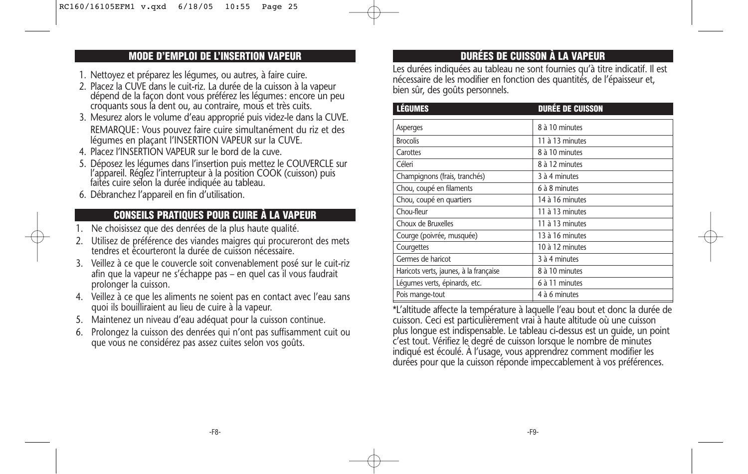## MODE D'EMPLOI DE L'INSERTION VAPEUR

1. Nettoyez et préparez les légumes, ou autres, à faire cuire.
2. Placez la CUVE dans le cuit-riz. La durée de la cuisson à la vapeur dépend de la façon dont vous préférez les légumes : encore un peu croquants sous la dent ou, au contraire, mous et très cuits.
3. Mesurez alors le volume d'eau approprié puis videz-le dans la CUVE.
   REMARQUE : Vous pouvez faire cuire simultanément du riz et des légumes en plaçant l'INSERTION VAPEUR sur la CUVE.
4. Placez l'INSERTION VAPEUR sur le bord de la cuve.
5. Déposez les légumes dans l'insertion puis mettez le COUVERCLE sur l'appareil. Réglez l'interrupteur à la position COOK (cuisson) puis faites cuire selon la durée indiquée au tableau.
6. Débranchez l'appareil en fin d'utilisation.

## CONSEILS PRATIQUES POUR CUIRE À LA VAPEUR

1. Ne choisissez que des denrées de la plus haute qualité.
2. Utilisez de préférence des viandes maigres qui procureront des mets tendres et écourteront la durée de cuisson nécessaire.
3. Veillez à ce que le couvercle soit convenablement posé sur le cuit-riz afin que la vapeur ne s'échappe pas – en quel cas il vous faudrait prolonger la cuisson.
4. Veillez à ce que les aliments ne soient pas en contact avec l'eau sans quoi ils bouilliraient au lieu de cuire à la vapeur.
5. Maintenez un niveau d'eau adéquat pour la cuisson continue.
6. Prolongez la cuisson des denrées qui n'ont pas suffisamment cuit ou que vous ne considérez pas assez cuites selon vos goûts.

## DURÉES DE CUISSON À LA VAPEUR

Les durées indiquées au tableau ne sont fournies qu'à titre indicatif. Il est nécessaire de les modifier en fonction des quantités, de l'épaisseur et, bien sûr, des goûts personnels.

| LÉGUMES | DURÉE DE CUISSON |
|---|---|
| Asperges | 8 à 10 minutes |
| Brocolis | 11 à 13 minutes |
| Carottes | 8 à 10 minutes |
| Céleri | 8 à 12 minutes |
| Champignons (frais, tranchés) | 3 à 4 minutes |
| Chou, coupé en filaments | 6 à 8 minutes |
| Chou, coupé en quartiers | 14 à 16 minutes |
| Chou-fleur | 11 à 13 minutes |
| Choux de Bruxelles | 11 à 13 minutes |
| Courge (poivrée, musquée) | 13 à 16 minutes |
| Courgettes | 10 à 12 minutes |
| Germes de haricot | 3 à 4 minutes |
| Haricots verts, jaunes, à la française | 8 à 10 minutes |
| Légumes verts, épinards, etc. | 6 à 11 minutes |
| Pois mange-tout | 4 à 6 minutes |

*L'altitude affecte la température à laquelle l'eau bout et donc la durée de cuisson. Ceci est particulièrement vrai à haute altitude où une cuisson plus longue est indispensable. Le tableau ci-dessus est un guide, un point c'est tout. Vérifiez le degré de cuisson lorsque le nombre de minutes indiqué est écoulé. À l'usage, vous apprendrez comment modifier les durées pour que la cuisson réponde impeccablement à vos préférences.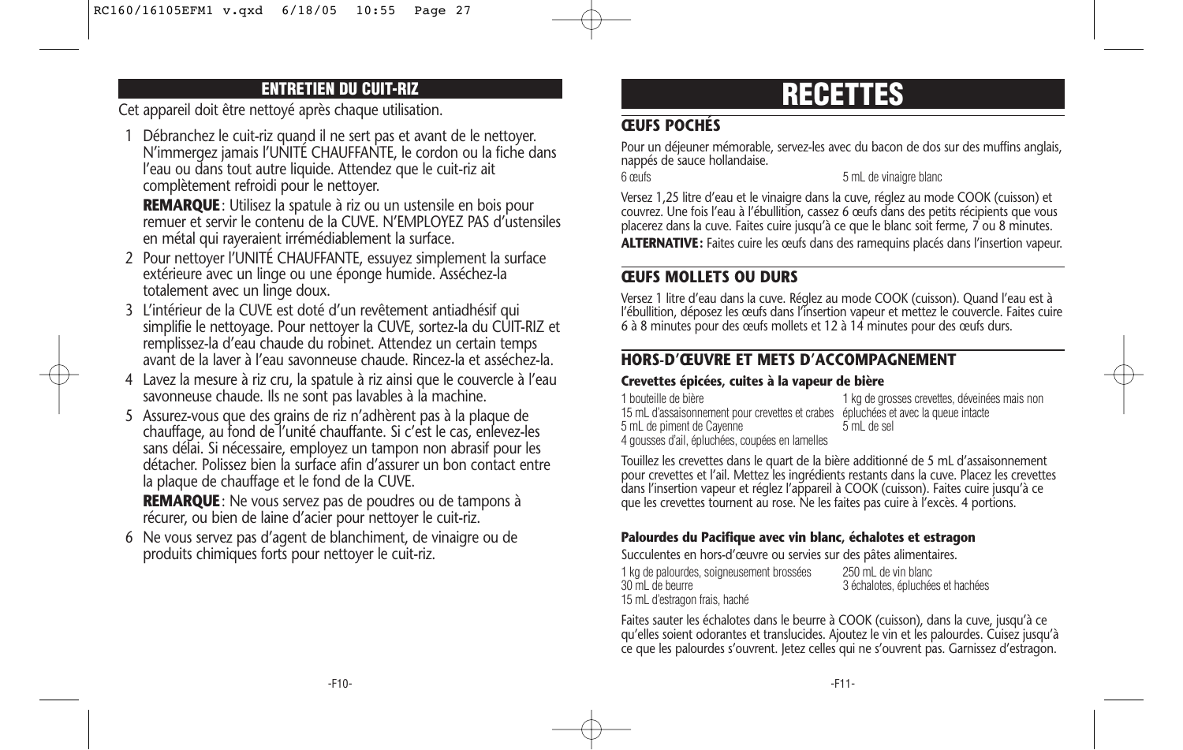## ENTRETIEN DU CUIT-RIZ

Cet appareil doit être nettoyé après chaque utilisation.

1. Débranchez le cuit-riz quand il ne sert pas et avant de le nettoyer. N'immergez jamais l'UNITÉ CHAUFFANTE, le cordon ou la fiche dans l'eau ou dans tout autre liquide. Attendez que le cuit-riz ait complètement refroidi pour le nettoyer.

   **REMARQUE**: Utilisez la spatule à riz ou un ustensile en bois pour remuer et servir le contenu de la CUVE. N'EMPLOYEZ PAS d'ustensiles en métal qui rayeraient irrémédiablement la surface.
2. Pour nettoyer l'UNITÉ CHAUFFANTE, essuyez simplement la surface extérieure avec un linge ou une éponge humide. Asséchez-la totalement avec un linge doux.
3. L'intérieur de la CUVE est doté d'un revêtement antiadhésif qui simplifie le nettoyage. Pour nettoyer la CUVE, sortez-la du CUIT-RIZ et remplissez-la d'eau chaude du robinet. Attendez un certain temps avant de la laver à l'eau savonneuse chaude. Rincez-la et asséchez-la.
4. Lavez la mesure à riz cru, la spatule à riz ainsi que le couvercle à l'eau savonneuse chaude. Ils ne sont pas lavables à la machine.
5. Assurez-vous que des grains de riz n'adhèrent pas à la plaque de chauffage, au fond de l'unité chauffante. Si c'est le cas, enlevez-les sans délai. Si nécessaire, employez un tampon non abrasif pour les détacher. Polissez bien la surface afin d'assurer un bon contact entre la plaque de chauffage et le fond de la CUVE.

   **REMARQUE**: Ne vous servez pas de poudres ou de tampons à récurer, ou bien de laine d'acier pour nettoyer le cuit-riz.
6. Ne vous servez pas d'agent de blanchiment, de vinaigre ou de produits chimiques forts pour nettoyer le cuit-riz.

# RECETTES

## ŒUFS POCHÉS

Pour un déjeuner mémorable, servez-les avec du bacon de dos sur des muffins anglais, nappés de sauce hollandaise.

6 œufs
5 mL de vinaigre blanc

Versez 1,25 litre d'eau et le vinaigre dans la cuve, réglez au mode COOK (cuisson) et couvrez. Une fois l'eau à l'ébullition, cassez 6 œufs dans des petits récipients que vous placerez dans la cuve. Faites cuire jusqu'à ce que le blanc soit ferme, 7 ou 8 minutes.

**ALTERNATIVE:** Faites cuire les œufs dans des ramequins placés dans l'insertion vapeur.

## ŒUFS MOLLETS OU DURS

Versez 1 litre d'eau dans la cuve. Réglez au mode COOK (cuisson). Quand l'eau est à l'ébullition, déposez les œufs dans l'insertion vapeur et mettez le couvercle. Faites cuire 6 à 8 minutes pour des œufs mollets et 12 à 14 minutes pour des œufs durs.

## HORS-D'ŒUVRE ET METS D'ACCOMPAGNEMENT

### Crevettes épicées, cuites à la vapeur de bière

1 bouteille de bière
15 mL d'assaisonnement pour crevettes et crabes
5 mL de piment de Cayenne
4 gousses d'ail, épluchées, coupées en lamelles
1 kg de grosses crevettes, déveinées mais non épluchées et avec la queue intacte
5 mL de sel

Touillez les crevettes dans le quart de la bière additionné de 5 mL d'assaisonnement pour crevettes et l'ail. Mettez les ingrédients restants dans la cuve. Placez les crevettes dans l'insertion vapeur et réglez l'appareil à COOK (cuisson). Faites cuire jusqu'à ce que les crevettes tournent au rose. Ne les faites pas cuire à l'excès. 4 portions.

### Palourdes du Pacifique avec vin blanc, échalotes et estragon

Succulentes en hors-d'œuvre ou servies sur des pâtes alimentaires.

1 kg de palourdes, soigneusement brossées
30 mL de beurre
15 mL d'estragon frais, haché
250 mL de vin blanc
3 échalotes, épluchées et hachées

Faites sauter les échalotes dans le beurre à COOK (cuisson), dans la cuve, jusqu'à ce qu'elles soient odorantes et translucides. Ajoutez le vin et les palourdes. Cuisez jusqu'à ce que les palourdes s'ouvrent. Jetez celles qui ne s'ouvrent pas. Garnissez d'estragon.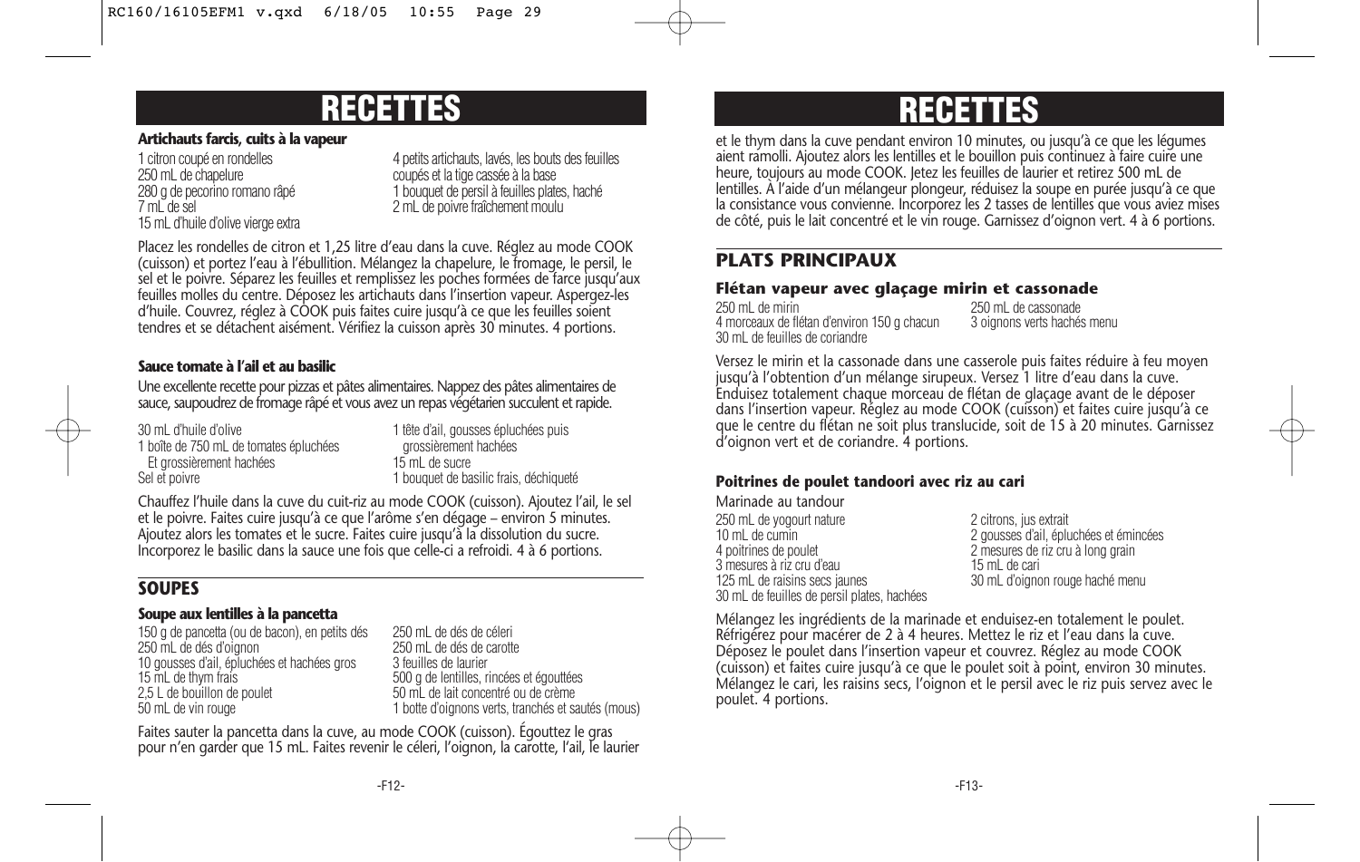# RECETTES

### Artichauts farcis, cuits à la vapeur

1 citron coupé en rondelles
250 mL de chapelure
280 g de pecorino romano râpé
7 mL de sel
15 mL d'huile d'olive vierge extra
4 petits artichauts, lavés, les bouts des feuilles coupés et la tige cassée à la base
1 bouquet de persil à feuilles plates, haché
2 mL de poivre fraîchement moulu

Placez les rondelles de citron et 1,25 litre d'eau dans la cuve. Réglez au mode COOK (cuisson) et portez l'eau à l'ébullition. Mélangez la chapelure, le fromage, le persil, le sel et le poivre. Séparez les feuilles et remplissez les poches formées de farce jusqu'aux feuilles molles du centre. Déposez les artichauts dans l'insertion vapeur. Aspergez-les d'huile. Couvrez, réglez à COOK puis faites cuire jusqu'à ce que les feuilles soient tendres et se détachent aisément. Vérifiez la cuisson après 30 minutes. 4 portions.

### Sauce tomate à l'ail et au basilic

Une excellente recette pour pizzas et pâtes alimentaires. Nappez des pâtes alimentaires de sauce, saupoudrez de fromage râpé et vous avez un repas végétarien succulent et rapide.

30 mL d'huile d'olive
1 boîte de 750 mL de tomates épluchées Et grossièrement hachées
Sel et poivre
1 tête d'ail, gousses épluchées puis grossièrement hachées
15 mL de sucre
1 bouquet de basilic frais, déchiqueté

Chauffez l'huile dans la cuve du cuit-riz au mode COOK (cuisson). Ajoutez l'ail, le sel et le poivre. Faites cuire jusqu'à ce que l'arôme s'en dégage – environ 5 minutes. Ajoutez alors les tomates et le sucre. Faites cuire jusqu'à la dissolution du sucre. Incorporez le basilic dans la sauce une fois que celle-ci a refroidi. 4 à 6 portions.

## SOUPES

### Soupe aux lentilles à la pancetta

150 g de pancetta (ou de bacon), en petits dés
250 mL de dés d'oignon
10 gousses d'ail, épluchées et hachées gros
15 mL de thym frais
2,5 L de bouillon de poulet
50 mL de vin rouge
250 mL de dés de céleri
250 mL de dés de carotte
3 feuilles de laurier
500 g de lentilles, rincées et égouttées
50 mL de lait concentré ou de crème
1 botte d'oignons verts, tranchés et sautés (mous)

Faites sauter la pancetta dans la cuve, au mode COOK (cuisson). Égouttez le gras pour n'en garder que 15 mL. Faites revenir le céleri, l'oignon, la carotte, l'ail, le laurier et le thym dans la cuve pendant environ 10 minutes, ou jusqu'à ce que les légumes aient ramolli. Ajoutez alors les lentilles et le bouillon puis continuez à faire cuire une heure, toujours au mode COOK. Jetez les feuilles de laurier et retirez 500 mL de lentilles. À l'aide d'un mélangeur plongeur, réduisez la soupe en purée jusqu'à ce que la consistance vous convienne. Incorporez les 2 tasses de lentilles que vous aviez mises de côté, puis le lait concentré et le vin rouge. Garnissez d'oignon vert. 4 à 6 portions.

## PLATS PRINCIPAUX

### Flétan vapeur avec glaçage mirin et cassonade

250 mL de mirin
4 morceaux de flétan d'environ 150 g chacun
30 mL de feuilles de coriandre
250 mL de cassonade
3 oignons verts hachés menu

Versez le mirin et la cassonade dans une casserole puis faites réduire à feu moyen jusqu'à l'obtention d'un mélange sirupeux. Versez 1 litre d'eau dans la cuve. Enduisez totalement chaque morceau de flétan de glaçage avant de le déposer dans l'insertion vapeur. Réglez au mode COOK (cuisson) et faites cuire jusqu'à ce que le centre du flétan ne soit plus translucide, soit de 15 à 20 minutes. Garnissez d'oignon vert et de coriandre. 4 portions.

### Poitrines de poulet tandoori avec riz au cari

Marinade au tandour

250 mL de yogourt nature
10 mL de cumin
4 poitrines de poulet
3 mesures à riz cru d'eau
125 mL de raisins secs jaunes
30 mL de feuilles de persil plates, hachées
2 citrons, jus extrait
2 gousses d'ail, épluchées et émincées
2 mesures de riz cru à long grain
15 mL de cari
30 mL d'oignon rouge haché menu

Mélangez les ingrédients de la marinade et enduisez-en totalement le poulet. Réfrigérez pour macérer de 2 à 4 heures. Mettez le riz et l'eau dans la cuve. Déposez le poulet dans l'insertion vapeur et couvrez. Réglez au mode COOK (cuisson) et faites cuire jusqu'à ce que le poulet soit à point, environ 30 minutes. Mélangez le cari, les raisins secs, l'oignon et le persil avec le riz puis servez avec le poulet. 4 portions.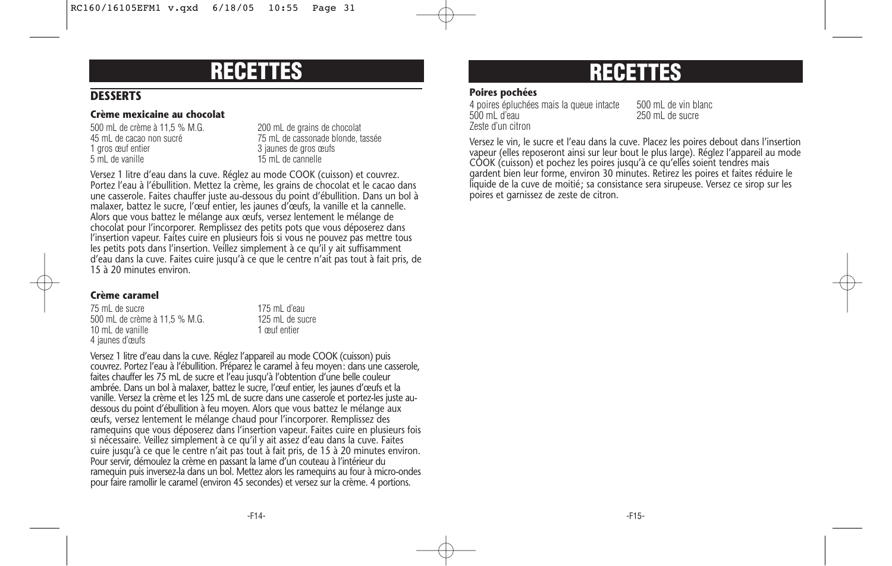# RECETTES

## DESSERTS

### Crème mexicaine au chocolat

500 mL de crème à 11,5 % M.G.
45 mL de cacao non sucré
1 gros œuf entier
5 mL de vanille
200 mL de grains de chocolat
75 mL de cassonade blonde, tassée
3 jaunes de gros œufs
15 mL de cannelle

Versez 1 litre d'eau dans la cuve. Réglez au mode COOK (cuisson) et couvrez. Portez l'eau à l'ébullition. Mettez la crème, les grains de chocolat et le cacao dans une casserole. Faites chauffer juste au-dessous du point d'ébullition. Dans un bol à malaxer, battez le sucre, l'œuf entier, les jaunes d'œufs, la vanille et la cannelle. Alors que vous battez le mélange aux œufs, versez lentement le mélange de chocolat pour l'incorporer. Remplissez des petits pots que vous déposerez dans l'insertion vapeur. Faites cuire en plusieurs fois si vous ne pouvez pas mettre tous les petits pots dans l'insertion. Veillez simplement à ce qu'il y ait suffisamment d'eau dans la cuve. Faites cuire jusqu'à ce que le centre n'ait pas tout à fait pris, de 15 à 20 minutes environ.

### Crème caramel

75 mL de sucre
500 mL de crème à 11,5 % M.G.
10 mL de vanille
4 jaunes d'œufs
175 mL d'eau
125 mL de sucre
1 œuf entier

Versez 1 litre d'eau dans la cuve. Réglez l'appareil au mode COOK (cuisson) puis couvrez. Portez l'eau à l'ébullition. Préparez le caramel à feu moyen : dans une casserole, faites chauffer les 75 mL de sucre et l'eau jusqu'à l'obtention d'une belle couleur ambrée. Dans un bol à malaxer, battez le sucre, l'œuf entier, les jaunes d'œufs et la vanille. Versez la crème et les 125 mL de sucre dans une casserole et portez-les juste au-dessous du point d'ébullition à feu moyen. Alors que vous battez le mélange aux œufs, versez lentement le mélange chaud pour l'incorporer. Remplissez des ramequins que vous déposerez dans l'insertion vapeur. Faites cuire en plusieurs fois si nécessaire. Veillez simplement à ce qu'il y ait assez d'eau dans la cuve. Faites cuire jusqu'à ce que le centre n'ait pas tout à fait pris, de 15 à 20 minutes environ. Pour servir, démoulez la crème en passant la lame d'un couteau à l'intérieur du ramequin puis inversez-la dans un bol. Mettez alors les ramequins au four à micro-ondes pour faire ramollir le caramel (environ 45 secondes) et versez sur la crème. 4 portions.

# RECETTES

### Poires pochées

4 poires épluchées mais la queue intacte
500 mL d'eau
Zeste d'un citron
500 mL de vin blanc
250 mL de sucre

Versez le vin, le sucre et l'eau dans la cuve. Placez les poires debout dans l'insertion vapeur (elles reposeront ainsi sur leur bout le plus large). Réglez l'appareil au mode COOK (cuisson) et pochez les poires jusqu'à ce qu'elles soient tendres mais gardent bien leur forme, environ 30 minutes. Retirez les poires et faites réduire le liquide de la cuve de moitié; sa consistance sera sirupeuse. Versez ce sirop sur les poires et garnissez de zeste de citron.